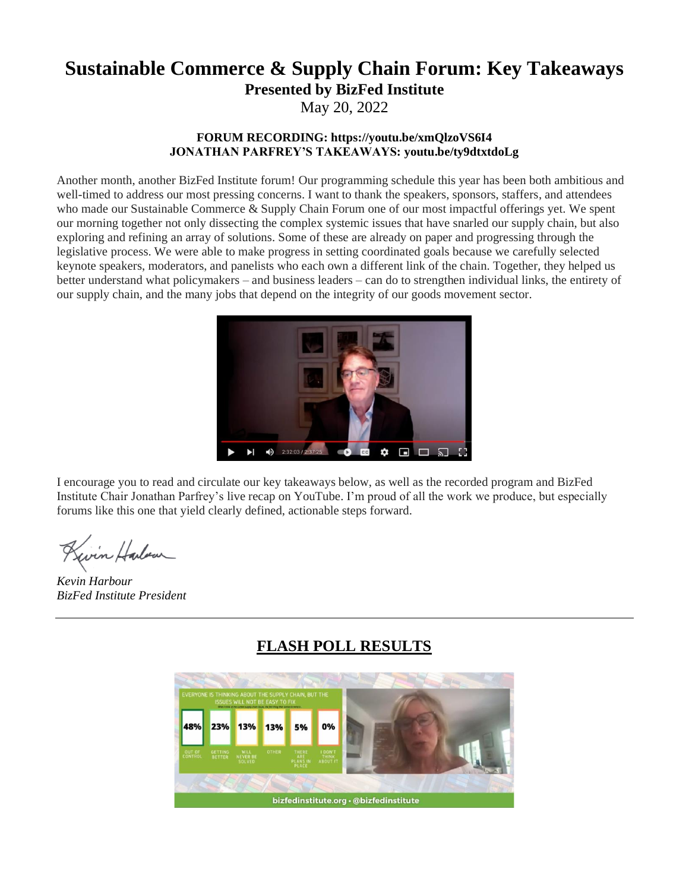# Sustainable Commerce & Supply Chain Forum: Key Takeaways

**Presented by BizFed Institute**

May 20, 2022

**FORUM RECORDING: https://youtu.be/xmQlzoVS6I4**
**JONATHAN PARFREY'S TAKEAWAYS: youtu.be/ty9dtxtdoLg**

Another month, another BizFed Institute forum! Our programming schedule this year has been both ambitious and well-timed to address our most pressing concerns. I want to thank the speakers, sponsors, staffers, and attendees who made our Sustainable Commerce & Supply Chain Forum one of our most impactful offerings yet. We spent our morning together not only dissecting the complex systemic issues that have snarled our supply chain, but also exploring and refining an array of solutions. Some of these are already on paper and progressing through the legislative process. We were able to make progress in setting coordinated goals because we carefully selected keynote speakers, moderators, and panelists who each own a different link of the chain. Together, they helped us better understand what policymakers – and business leaders – can do to strengthen individual links, the entirety of our supply chain, and the many jobs that depend on the integrity of our goods movement sector.

I encourage you to read and circulate our key takeaways below, as well as the recorded program and BizFed Institute Chair Jonathan Parfrey's live recap on YouTube. I'm proud of all the work we produce, but especially forums like this one that yield clearly defined, actionable steps forward.

*Kevin Harbour*
*BizFed Institute President*

---

## FLASH POLL RESULTS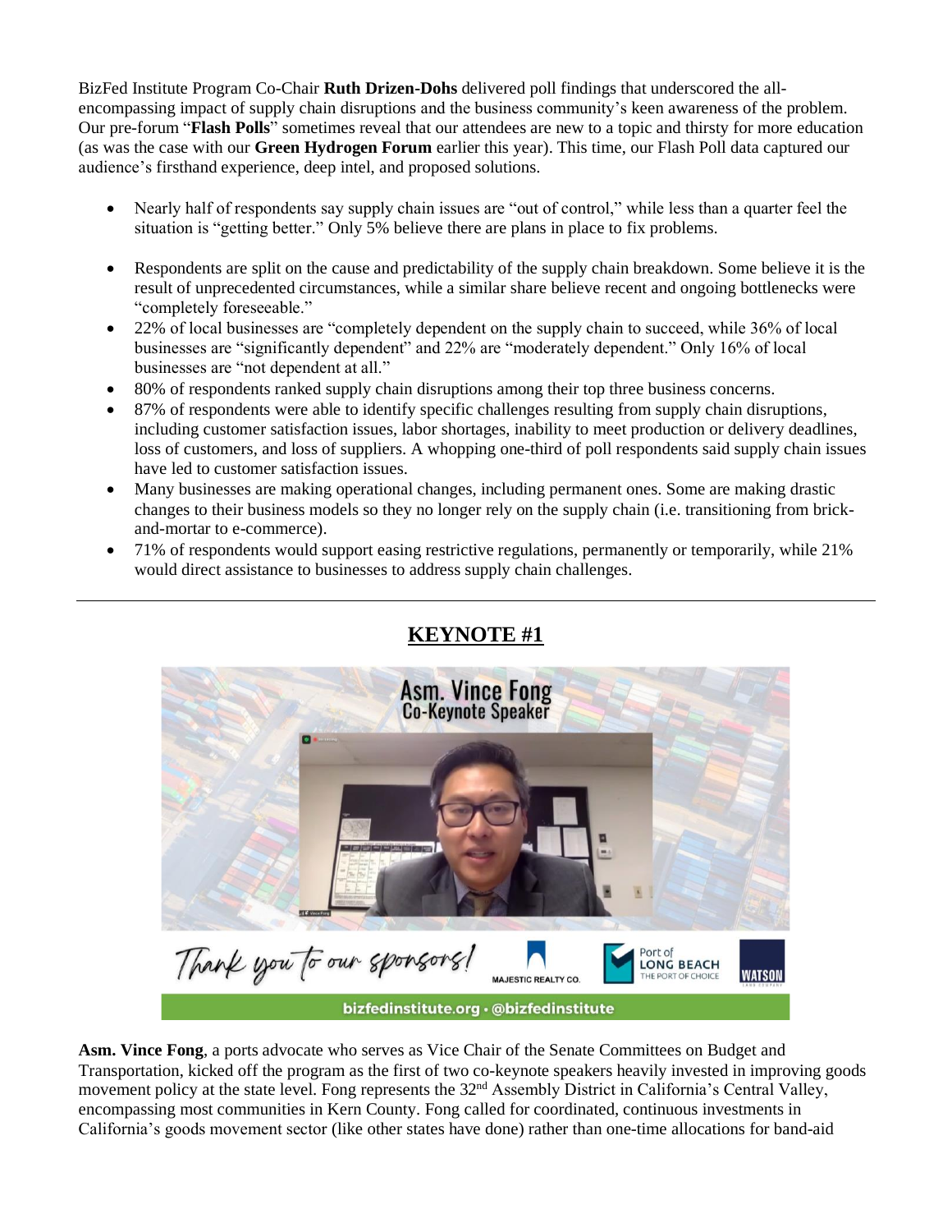BizFed Institute Program Co-Chair **Ruth Drizen-Dohs** delivered poll findings that underscored the all-encompassing impact of supply chain disruptions and the business community's keen awareness of the problem. Our pre-forum "**Flash Polls**" sometimes reveal that our attendees are new to a topic and thirsty for more education (as was the case with our **Green Hydrogen Forum** earlier this year). This time, our Flash Poll data captured our audience's firsthand experience, deep intel, and proposed solutions.

- Nearly half of respondents say supply chain issues are "out of control," while less than a quarter feel the situation is "getting better." Only 5% believe there are plans in place to fix problems.
- Respondents are split on the cause and predictability of the supply chain breakdown. Some believe it is the result of unprecedented circumstances, while a similar share believe recent and ongoing bottlenecks were "completely foreseeable."
- 22% of local businesses are "completely dependent on the supply chain to succeed, while 36% of local businesses are "significantly dependent" and 22% are "moderately dependent." Only 16% of local businesses are "not dependent at all."
- 80% of respondents ranked supply chain disruptions among their top three business concerns.
- 87% of respondents were able to identify specific challenges resulting from supply chain disruptions, including customer satisfaction issues, labor shortages, inability to meet production or delivery deadlines, loss of customers, and loss of suppliers. A whopping one-third of poll respondents said supply chain issues have led to customer satisfaction issues.
- Many businesses are making operational changes, including permanent ones. Some are making drastic changes to their business models so they no longer rely on the supply chain (i.e. transitioning from brick-and-mortar to e-commerce).
- 71% of respondents would support easing restrictive regulations, permanently or temporarily, while 21% would direct assistance to businesses to address supply chain challenges.

---

## KEYNOTE #1

**Asm. Vince Fong**, a ports advocate who serves as Vice Chair of the Senate Committees on Budget and Transportation, kicked off the program as the first of two co-keynote speakers heavily invested in improving goods movement policy at the state level. Fong represents the 32nd Assembly District in California's Central Valley, encompassing most communities in Kern County. Fong called for coordinated, continuous investments in California's goods movement sector (like other states have done) rather than one-time allocations for band-aid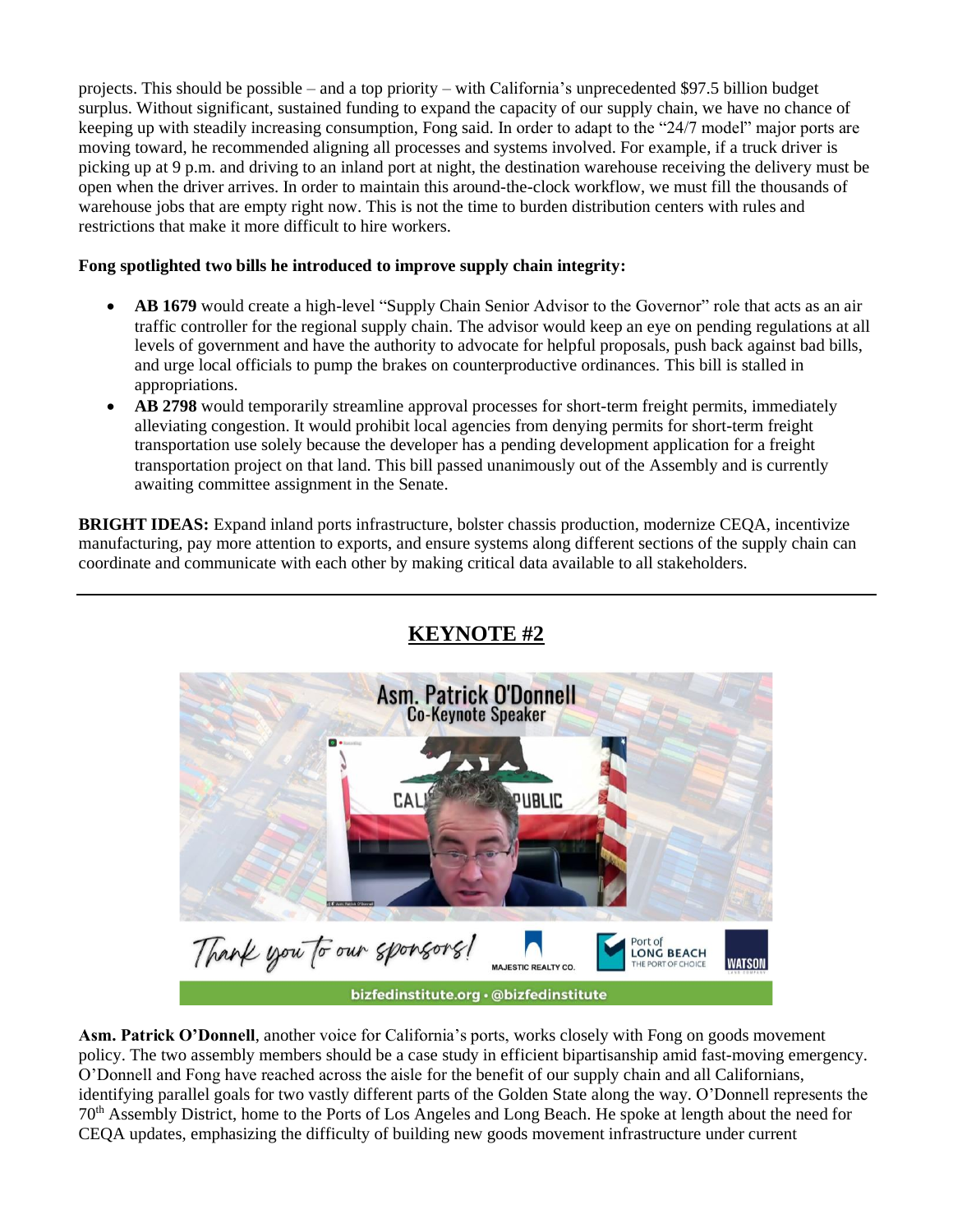projects. This should be possible – and a top priority – with California's unprecedented $97.5 billion budget surplus. Without significant, sustained funding to expand the capacity of our supply chain, we have no chance of keeping up with steadily increasing consumption, Fong said. In order to adapt to the "24/7 model" major ports are moving toward, he recommended aligning all processes and systems involved. For example, if a truck driver is picking up at 9 p.m. and driving to an inland port at night, the destination warehouse receiving the delivery must be open when the driver arrives. In order to maintain this around-the-clock workflow, we must fill the thousands of warehouse jobs that are empty right now. This is not the time to burden distribution centers with rules and restrictions that make it more difficult to hire workers.

**Fong spotlighted two bills he introduced to improve supply chain integrity:**

- **AB 1679** would create a high-level "Supply Chain Senior Advisor to the Governor" role that acts as an air traffic controller for the regional supply chain. The advisor would keep an eye on pending regulations at all levels of government and have the authority to advocate for helpful proposals, push back against bad bills, and urge local officials to pump the brakes on counterproductive ordinances. This bill is stalled in appropriations.
- **AB 2798** would temporarily streamline approval processes for short-term freight permits, immediately alleviating congestion. It would prohibit local agencies from denying permits for short-term freight transportation use solely because the developer has a pending development application for a freight transportation project on that land. This bill passed unanimously out of the Assembly and is currently awaiting committee assignment in the Senate.

**BRIGHT IDEAS:** Expand inland ports infrastructure, bolster chassis production, modernize CEQA, incentivize manufacturing, pay more attention to exports, and ensure systems along different sections of the supply chain can coordinate and communicate with each other by making critical data available to all stakeholders.

---

## KEYNOTE #2

**Asm. Patrick O'Donnell**, another voice for California's ports, works closely with Fong on goods movement policy. The two assembly members should be a case study in efficient bipartisanship amid fast-moving emergency. O'Donnell and Fong have reached across the aisle for the benefit of our supply chain and all Californians, identifying parallel goals for two vastly different parts of the Golden State along the way. O'Donnell represents the 70th Assembly District, home to the Ports of Los Angeles and Long Beach. He spoke at length about the need for CEQA updates, emphasizing the difficulty of building new goods movement infrastructure under current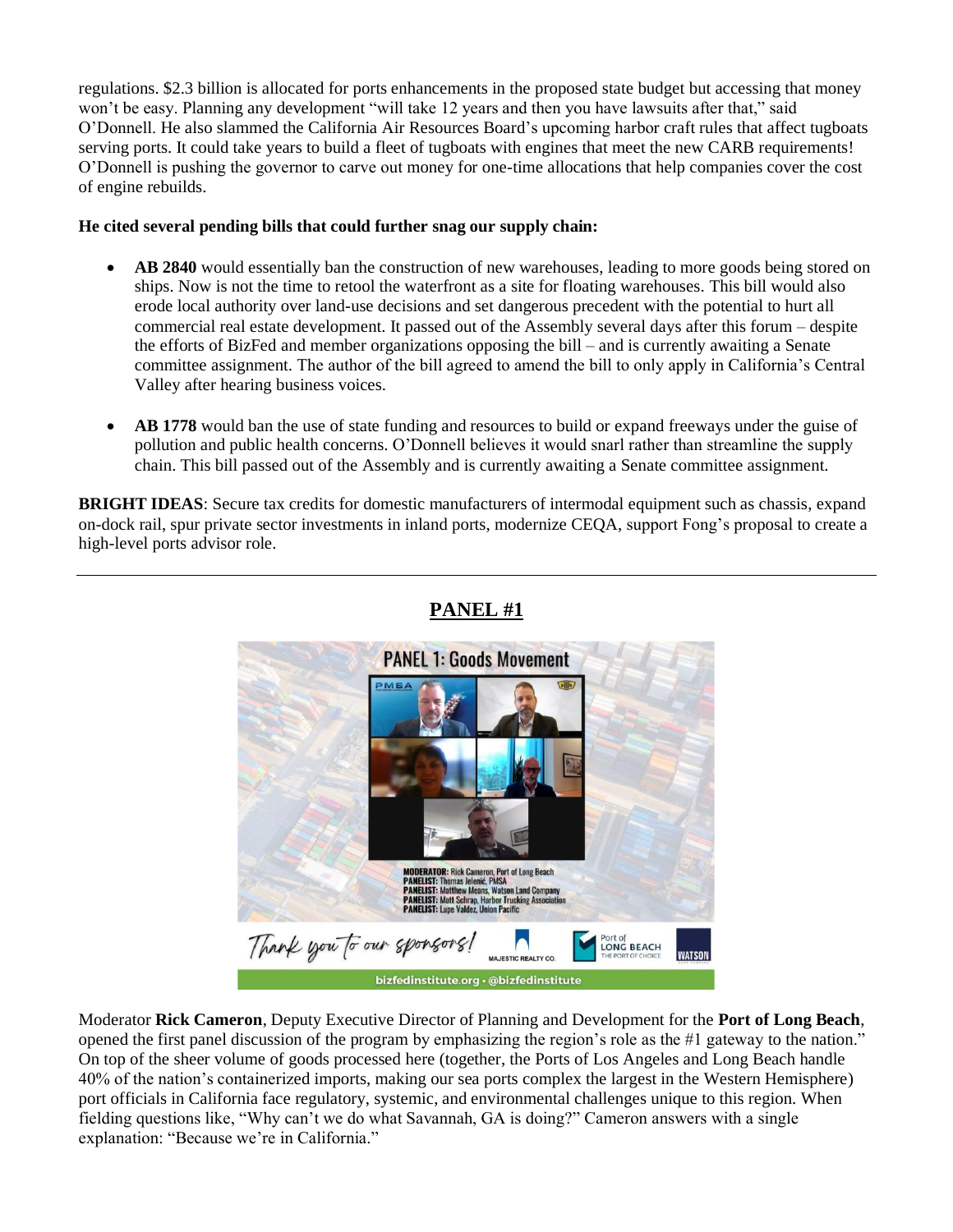regulations. $2.3 billion is allocated for ports enhancements in the proposed state budget but accessing that money won't be easy. Planning any development "will take 12 years and then you have lawsuits after that," said O'Donnell. He also slammed the California Air Resources Board's upcoming harbor craft rules that affect tugboats serving ports. It could take years to build a fleet of tugboats with engines that meet the new CARB requirements! O'Donnell is pushing the governor to carve out money for one-time allocations that help companies cover the cost of engine rebuilds.

**He cited several pending bills that could further snag our supply chain:**

- **AB 2840** would essentially ban the construction of new warehouses, leading to more goods being stored on ships. Now is not the time to retool the waterfront as a site for floating warehouses. This bill would also erode local authority over land-use decisions and set dangerous precedent with the potential to hurt all commercial real estate development. It passed out of the Assembly several days after this forum – despite the efforts of BizFed and member organizations opposing the bill – and is currently awaiting a Senate committee assignment. The author of the bill agreed to amend the bill to only apply in California's Central Valley after hearing business voices.

- **AB 1778** would ban the use of state funding and resources to build or expand freeways under the guise of pollution and public health concerns. O'Donnell believes it would snarl rather than streamline the supply chain. This bill passed out of the Assembly and is currently awaiting a Senate committee assignment.

**BRIGHT IDEAS**: Secure tax credits for domestic manufacturers of intermodal equipment such as chassis, expand on-dock rail, spur private sector investments in inland ports, modernize CEQA, support Fong's proposal to create a high-level ports advisor role.

---

## PANEL #1

PANEL 1: Goods Movement

**MODERATOR:** Rick Cameron, Port of Long Beach
**PANELIST:** Thomas Jelenić, PMSA
**PANELIST:** Matthew Means, Watson Land Company
**PANELIST:** Matt Schrap, Harbor Trucking Association
**PANELIST:** Lupe Valdez, Union Pacific

Thank you to our sponsors!

bizfedinstitute.org • @bizfedinstitute

Moderator **Rick Cameron**, Deputy Executive Director of Planning and Development for the **Port of Long Beach**, opened the first panel discussion of the program by emphasizing the region's role as the #1 gateway to the nation." On top of the sheer volume of goods processed here (together, the Ports of Los Angeles and Long Beach handle 40% of the nation's containerized imports, making our sea ports complex the largest in the Western Hemisphere) port officials in California face regulatory, systemic, and environmental challenges unique to this region. When fielding questions like, "Why can't we do what Savannah, GA is doing?" Cameron answers with a single explanation: "Because we're in California."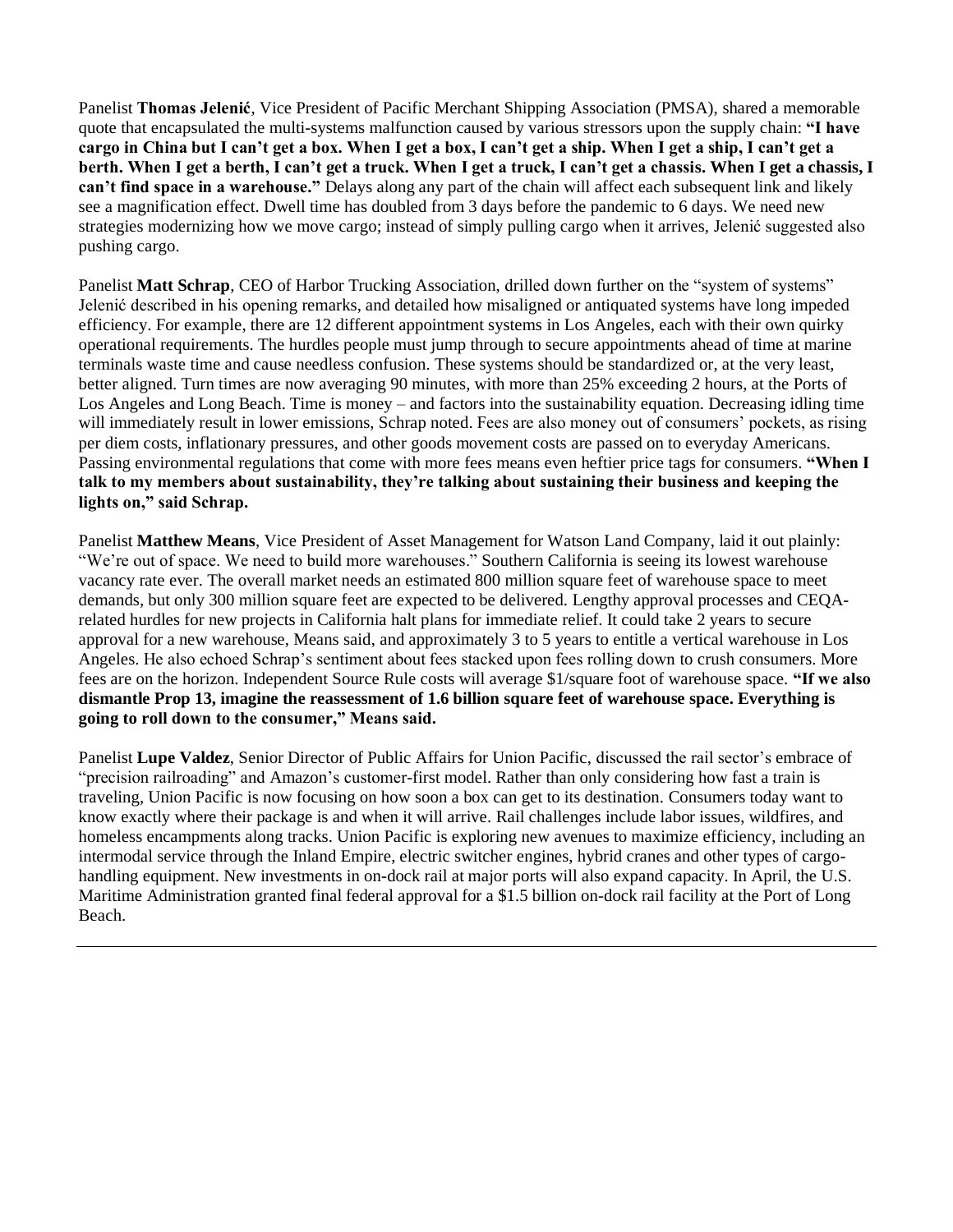Panelist **Thomas Jelenić**, Vice President of Pacific Merchant Shipping Association (PMSA), shared a memorable quote that encapsulated the multi-systems malfunction caused by various stressors upon the supply chain: **"I have cargo in China but I can't get a box. When I get a box, I can't get a ship. When I get a ship, I can't get a berth. When I get a berth, I can't get a truck. When I get a truck, I can't get a chassis. When I get a chassis, I can't find space in a warehouse."** Delays along any part of the chain will affect each subsequent link and likely see a magnification effect. Dwell time has doubled from 3 days before the pandemic to 6 days. We need new strategies modernizing how we move cargo; instead of simply pulling cargo when it arrives, Jelenić suggested also pushing cargo.

Panelist **Matt Schrap**, CEO of Harbor Trucking Association, drilled down further on the "system of systems" Jelenić described in his opening remarks, and detailed how misaligned or antiquated systems have long impeded efficiency. For example, there are 12 different appointment systems in Los Angeles, each with their own quirky operational requirements. The hurdles people must jump through to secure appointments ahead of time at marine terminals waste time and cause needless confusion. These systems should be standardized or, at the very least, better aligned. Turn times are now averaging 90 minutes, with more than 25% exceeding 2 hours, at the Ports of Los Angeles and Long Beach. Time is money – and factors into the sustainability equation. Decreasing idling time will immediately result in lower emissions, Schrap noted. Fees are also money out of consumers' pockets, as rising per diem costs, inflationary pressures, and other goods movement costs are passed on to everyday Americans. Passing environmental regulations that come with more fees means even heftier price tags for consumers. **"When I talk to my members about sustainability, they're talking about sustaining their business and keeping the lights on," said Schrap.**

Panelist **Matthew Means**, Vice President of Asset Management for Watson Land Company, laid it out plainly: "We're out of space. We need to build more warehouses." Southern California is seeing its lowest warehouse vacancy rate ever. The overall market needs an estimated 800 million square feet of warehouse space to meet demands, but only 300 million square feet are expected to be delivered. Lengthy approval processes and CEQA-related hurdles for new projects in California halt plans for immediate relief. It could take 2 years to secure approval for a new warehouse, Means said, and approximately 3 to 5 years to entitle a vertical warehouse in Los Angeles. He also echoed Schrap's sentiment about fees stacked upon fees rolling down to crush consumers. More fees are on the horizon. Independent Source Rule costs will average $1/square foot of warehouse space. **"If we also dismantle Prop 13, imagine the reassessment of 1.6 billion square feet of warehouse space. Everything is going to roll down to the consumer," Means said.**

Panelist **Lupe Valdez**, Senior Director of Public Affairs for Union Pacific, discussed the rail sector's embrace of "precision railroading" and Amazon's customer-first model. Rather than only considering how fast a train is traveling, Union Pacific is now focusing on how soon a box can get to its destination. Consumers today want to know exactly where their package is and when it will arrive. Rail challenges include labor issues, wildfires, and homeless encampments along tracks. Union Pacific is exploring new avenues to maximize efficiency, including an intermodal service through the Inland Empire, electric switcher engines, hybrid cranes and other types of cargo-handling equipment. New investments in on-dock rail at major ports will also expand capacity. In April, the U.S. Maritime Administration granted final federal approval for a $1.5 billion on-dock rail facility at the Port of Long Beach.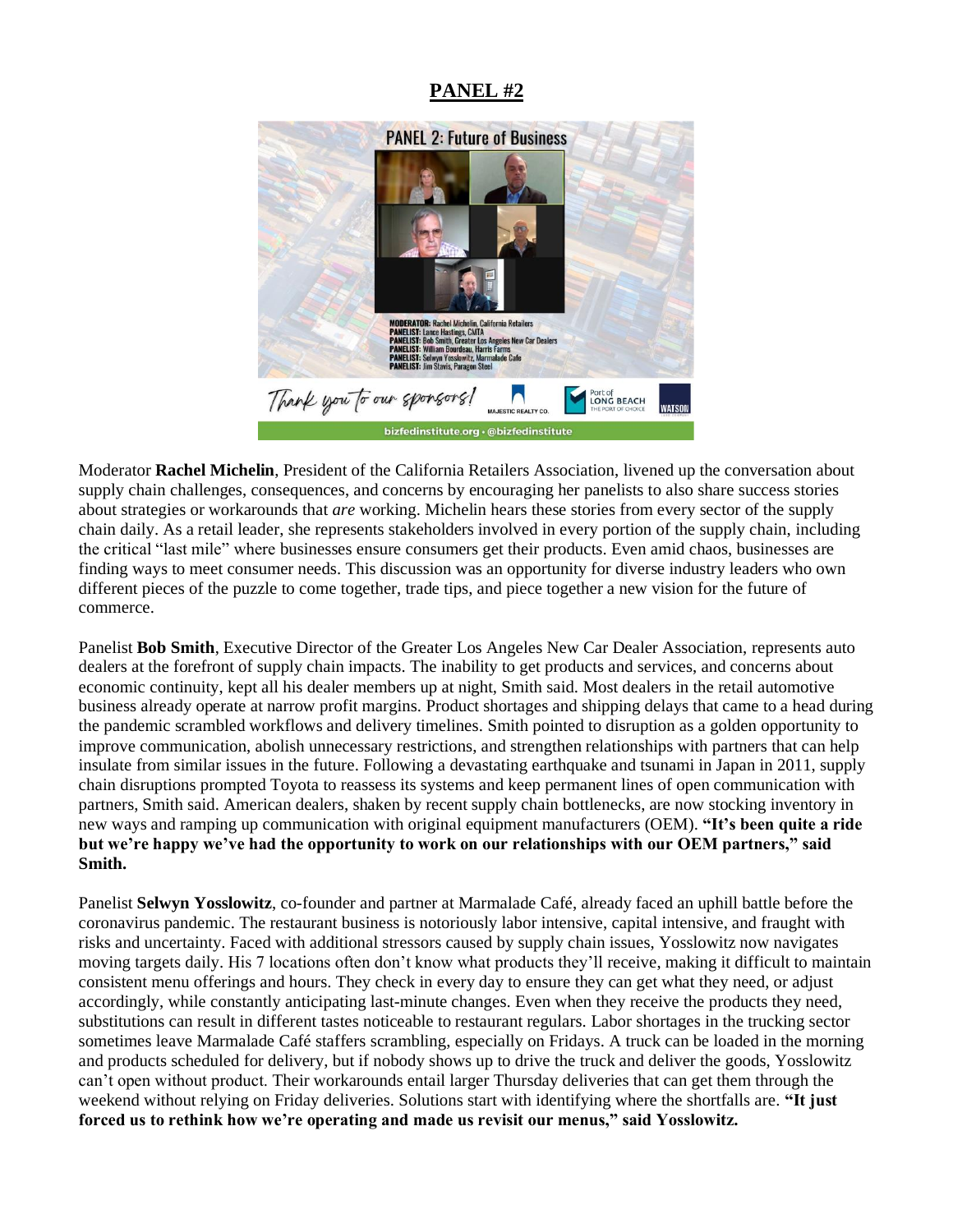## PANEL #2

Moderator **Rachel Michelin**, President of the California Retailers Association, livened up the conversation about supply chain challenges, consequences, and concerns by encouraging her panelists to also share success stories about strategies or workarounds that *are* working. Michelin hears these stories from every sector of the supply chain daily. As a retail leader, she represents stakeholders involved in every portion of the supply chain, including the critical "last mile" where businesses ensure consumers get their products. Even amid chaos, businesses are finding ways to meet consumer needs. This discussion was an opportunity for diverse industry leaders who own different pieces of the puzzle to come together, trade tips, and piece together a new vision for the future of commerce.

Panelist **Bob Smith**, Executive Director of the Greater Los Angeles New Car Dealer Association, represents auto dealers at the forefront of supply chain impacts. The inability to get products and services, and concerns about economic continuity, kept all his dealer members up at night, Smith said. Most dealers in the retail automotive business already operate at narrow profit margins. Product shortages and shipping delays that came to a head during the pandemic scrambled workflows and delivery timelines. Smith pointed to disruption as a golden opportunity to improve communication, abolish unnecessary restrictions, and strengthen relationships with partners that can help insulate from similar issues in the future. Following a devastating earthquake and tsunami in Japan in 2011, supply chain disruptions prompted Toyota to reassess its systems and keep permanent lines of open communication with partners, Smith said. American dealers, shaken by recent supply chain bottlenecks, are now stocking inventory in new ways and ramping up communication with original equipment manufacturers (OEM). **"It's been quite a ride but we're happy we've had the opportunity to work on our relationships with our OEM partners," said Smith.**

Panelist **Selwyn Yosslowitz**, co-founder and partner at Marmalade Café, already faced an uphill battle before the coronavirus pandemic. The restaurant business is notoriously labor intensive, capital intensive, and fraught with risks and uncertainty. Faced with additional stressors caused by supply chain issues, Yosslowitz now navigates moving targets daily. His 7 locations often don't know what products they'll receive, making it difficult to maintain consistent menu offerings and hours. They check in every day to ensure they can get what they need, or adjust accordingly, while constantly anticipating last-minute changes. Even when they receive the products they need, substitutions can result in different tastes noticeable to restaurant regulars. Labor shortages in the trucking sector sometimes leave Marmalade Café staffers scrambling, especially on Fridays. A truck can be loaded in the morning and products scheduled for delivery, but if nobody shows up to drive the truck and deliver the goods, Yosslowitz can't open without product. Their workarounds entail larger Thursday deliveries that can get them through the weekend without relying on Friday deliveries. Solutions start with identifying where the shortfalls are. **"It just forced us to rethink how we're operating and made us revisit our menus," said Yosslowitz.**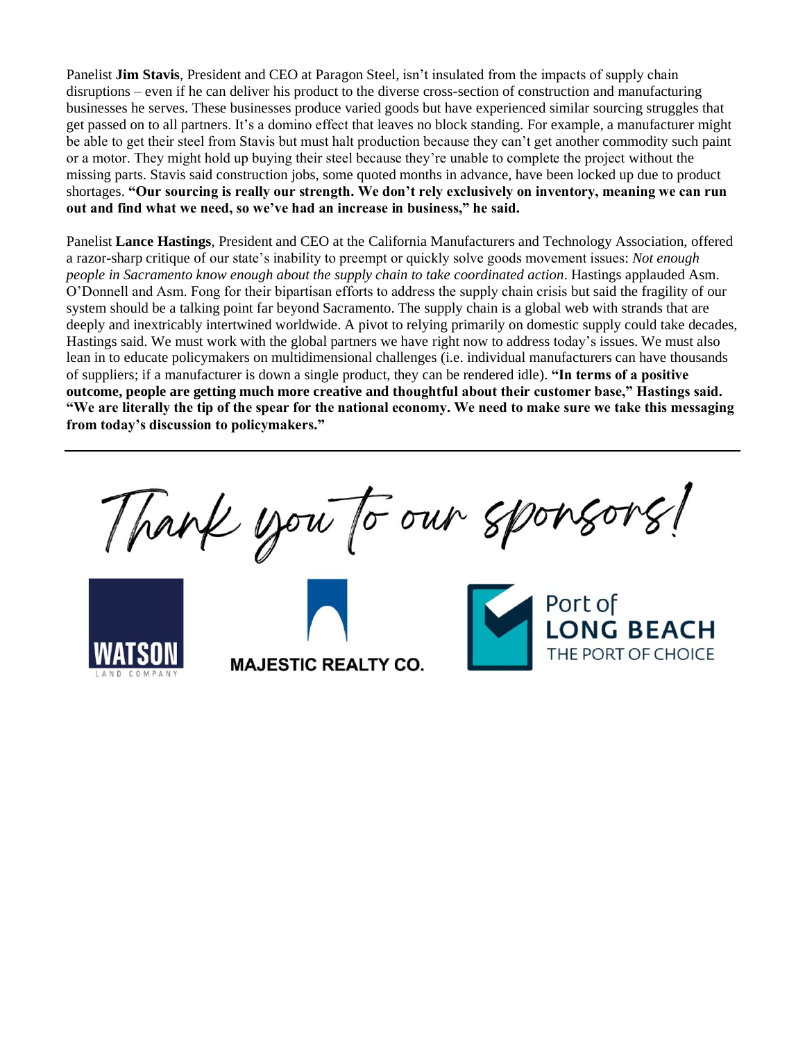Panelist **Jim Stavis**, President and CEO at Paragon Steel, isn't insulated from the impacts of supply chain disruptions – even if he can deliver his product to the diverse cross-section of construction and manufacturing businesses he serves. These businesses produce varied goods but have experienced similar sourcing struggles that get passed on to all partners. It's a domino effect that leaves no block standing. For example, a manufacturer might be able to get their steel from Stavis but must halt production because they can't get another commodity such paint or a motor. They might hold up buying their steel because they're unable to complete the project without the missing parts. Stavis said construction jobs, some quoted months in advance, have been locked up due to product shortages. **"Our sourcing is really our strength. We don't rely exclusively on inventory, meaning we can run out and find what we need, so we've had an increase in business," he said.**

Panelist **Lance Hastings**, President and CEO at the California Manufacturers and Technology Association, offered a razor-sharp critique of our state's inability to preempt or quickly solve goods movement issues: *Not enough people in Sacramento know enough about the supply chain to take coordinated action*. Hastings applauded Asm. O'Donnell and Asm. Fong for their bipartisan efforts to address the supply chain crisis but said the fragility of our system should be a talking point far beyond Sacramento. The supply chain is a global web with strands that are deeply and inextricably intertwined worldwide. A pivot to relying primarily on domestic supply could take decades, Hastings said. We must work with the global partners we have right now to address today's issues. We must also lean in to educate policymakers on multidimensional challenges (i.e. individual manufacturers can have thousands of suppliers; if a manufacturer is down a single product, they can be rendered idle). **"In terms of a positive outcome, people are getting much more creative and thoughtful about their customer base," Hastings said. "We are literally the tip of the spear for the national economy. We need to make sure we take this messaging from today's discussion to policymakers."**

---

Thank you to our sponsors!

WATSON LAND COMPANY

MAJESTIC REALTY CO.

Port of LONG BEACH THE PORT OF CHOICE